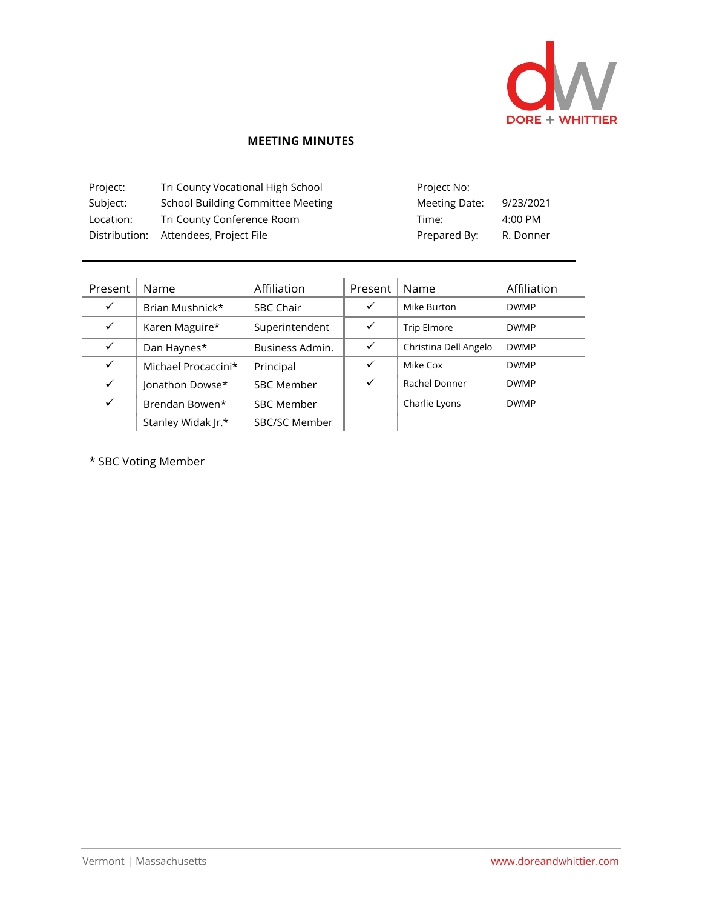DORE + WHITTIER

# MEETING MINUTES

| | | | |
|---|---|---|---|
| Project: | Tri County Vocational High School | Project No: | |
| Subject: | School Building Committee Meeting | Meeting Date: | 9/23/2021 |
| Location: | Tri County Conference Room | Time: | 4:00 PM |
| Distribution: | Attendees, Project File | Prepared By: | R. Donner |

| Present | Name | Affiliation | Present | Name | Affiliation |
|---|---|---|---|---|---|
| ✓ | Brian Mushnick* | SBC Chair | ✓ | Mike Burton | DWMP |
| ✓ | Karen Maguire* | Superintendent | ✓ | Trip Elmore | DWMP |
| ✓ | Dan Haynes* | Business Admin. | ✓ | Christina Dell Angelo | DWMP |
| ✓ | Michael Procaccini* | Principal | ✓ | Mike Cox | DWMP |
| ✓ | Jonathon Dowse* | SBC Member | ✓ | Rachel Donner | DWMP |
| ✓ | Brendan Bowen* | SBC Member | | Charlie Lyons | DWMP |
| | Stanley Widak Jr.* | SBC/SC Member | | | |

* SBC Voting Member

Vermont | Massachusetts www.doreandwhittier.com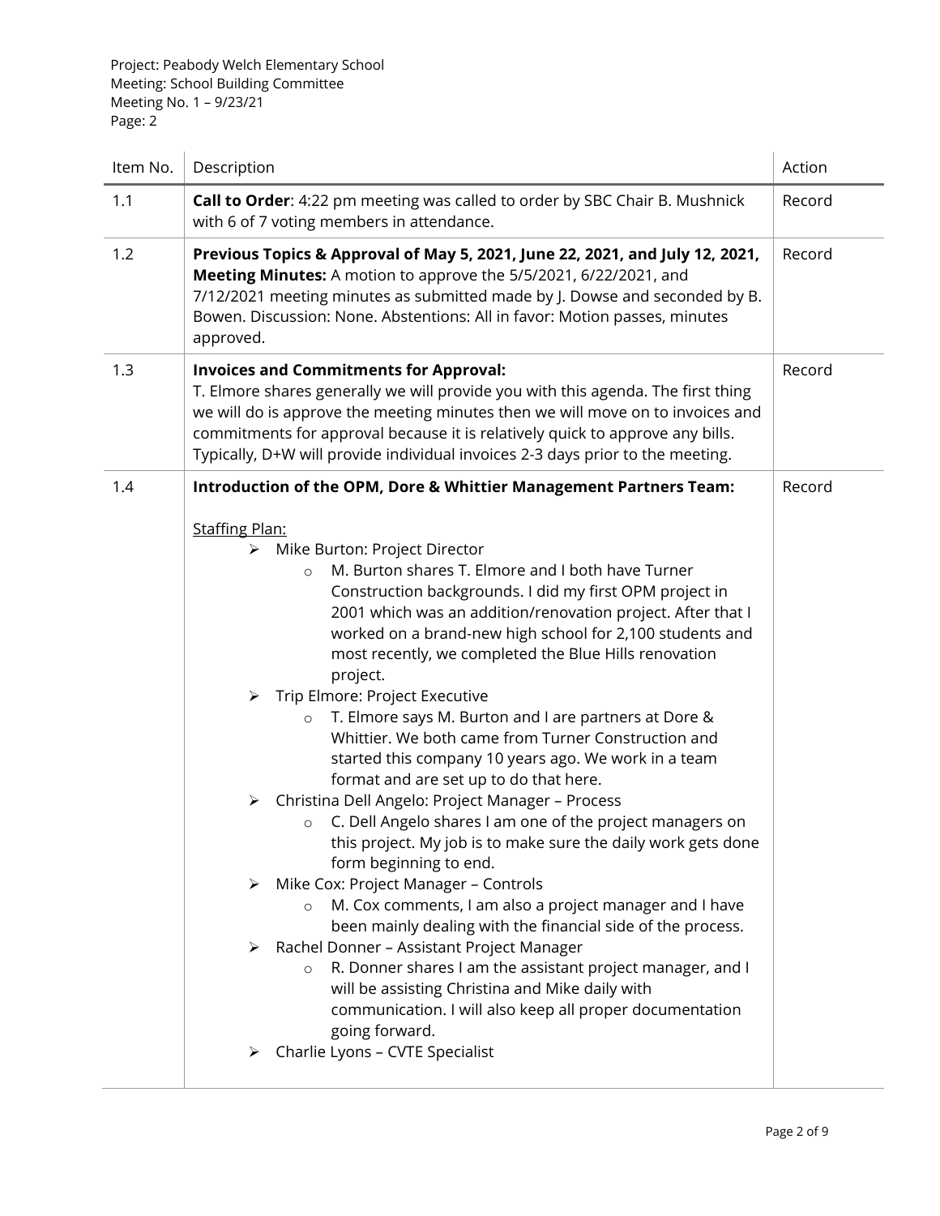| Item No. | Description | Action |
|---|---|---|
| 1.1 | **Call to Order**: 4:22 pm meeting was called to order by SBC Chair B. Mushnick with 6 of 7 voting members in attendance. | Record |
| 1.2 | **Previous Topics & Approval of May 5, 2021, June 22, 2021, and July 12, 2021, Meeting Minutes:** A motion to approve the 5/5/2021, 6/22/2021, and 7/12/2021 meeting minutes as submitted made by J. Dowse and seconded by B. Bowen. Discussion: None. Abstentions: All in favor: Motion passes, minutes approved. | Record |
| 1.3 | **Invoices and Commitments for Approval:**<br>T. Elmore shares generally we will provide you with this agenda. The first thing we will do is approve the meeting minutes then we will move on to invoices and commitments for approval because it is relatively quick to approve any bills. Typically, D+W will provide individual invoices 2-3 days prior to the meeting. | Record |
| 1.4 | **Introduction of the OPM, Dore & Whittier Management Partners Team:**<br><br><u>Staffing Plan:</u><br>➢ Mike Burton: Project Director<br>&nbsp;&nbsp;&nbsp;&nbsp;○ M. Burton shares T. Elmore and I both have Turner Construction backgrounds. I did my first OPM project in 2001 which was an addition/renovation project. After that I worked on a brand-new high school for 2,100 students and most recently, we completed the Blue Hills renovation project.<br>➢ Trip Elmore: Project Executive<br>&nbsp;&nbsp;&nbsp;&nbsp;○ T. Elmore says M. Burton and I are partners at Dore & Whittier. We both came from Turner Construction and started this company 10 years ago. We work in a team format and are set up to do that here.<br>➢ Christina Dell Angelo: Project Manager – Process<br>&nbsp;&nbsp;&nbsp;&nbsp;○ C. Dell Angelo shares I am one of the project managers on this project. My job is to make sure the daily work gets done form beginning to end.<br>➢ Mike Cox: Project Manager – Controls<br>&nbsp;&nbsp;&nbsp;&nbsp;○ M. Cox comments, I am also a project manager and I have been mainly dealing with the financial side of the process.<br>➢ Rachel Donner – Assistant Project Manager<br>&nbsp;&nbsp;&nbsp;&nbsp;○ R. Donner shares I am the assistant project manager, and I will be assisting Christina and Mike daily with communication. I will also keep all proper documentation going forward.<br>➢ Charlie Lyons – CVTE Specialist | Record |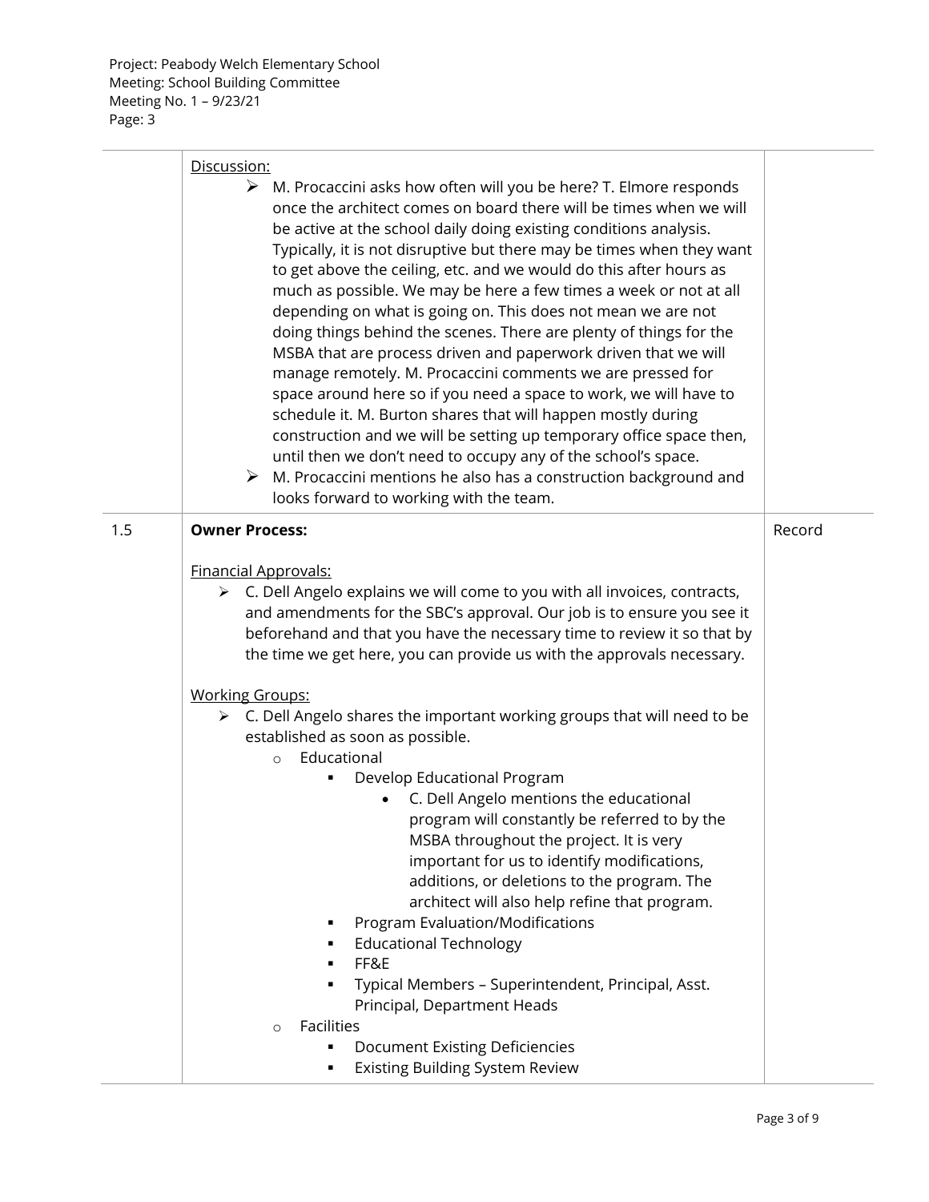| | | |
|---|---|---|
| | Discussion:<br>➢ M. Procaccini asks how often will you be here? T. Elmore responds once the architect comes on board there will be times when we will be active at the school daily doing existing conditions analysis. Typically, it is not disruptive but there may be times when they want to get above the ceiling, etc. and we would do this after hours as much as possible. We may be here a few times a week or not at all depending on what is going on. This does not mean we are not doing things behind the scenes. There are plenty of things for the MSBA that are process driven and paperwork driven that we will manage remotely. M. Procaccini comments we are pressed for space around here so if you need a space to work, we will have to schedule it. M. Burton shares that will happen mostly during construction and we will be setting up temporary office space then, until then we don't need to occupy any of the school's space.<br>➢ M. Procaccini mentions he also has a construction background and looks forward to working with the team. | |
| 1.5 | **Owner Process:**<br><br>Financial Approvals:<br>➢ C. Dell Angelo explains we will come to you with all invoices, contracts, and amendments for the SBC's approval. Our job is to ensure you see it beforehand and that you have the necessary time to review it so that by the time we get here, you can provide us with the approvals necessary.<br><br>Working Groups:<br>➢ C. Dell Angelo shares the important working groups that will need to be established as soon as possible.<br>o Educational<br>▪ Develop Educational Program<br>• C. Dell Angelo mentions the educational program will constantly be referred to by the MSBA throughout the project. It is very important for us to identify modifications, additions, or deletions to the program. The architect will also help refine that program.<br>▪ Program Evaluation/Modifications<br>▪ Educational Technology<br>▪ FF&E<br>▪ Typical Members – Superintendent, Principal, Asst. Principal, Department Heads<br>o Facilities<br>▪ Document Existing Deficiencies<br>▪ Existing Building System Review | Record |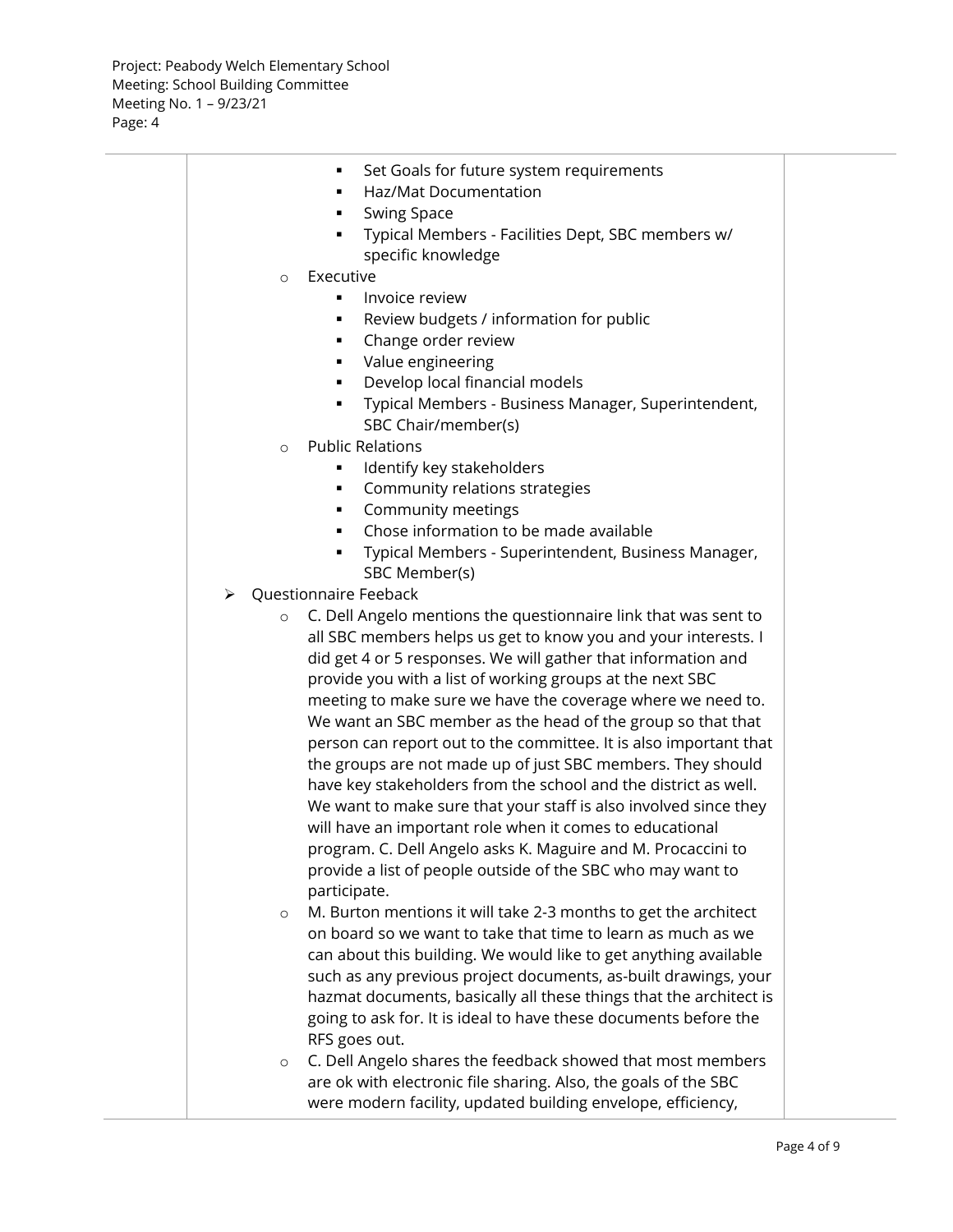- Set Goals for future system requirements
- Haz/Mat Documentation
- Swing Space
- Typical Members - Facilities Dept, SBC members w/ specific knowledge

  - Executive
    - Invoice review
    - Review budgets / information for public
    - Change order review
    - Value engineering
    - Develop local financial models
    - Typical Members - Business Manager, Superintendent, SBC Chair/member(s)
  - Public Relations
    - Identify key stakeholders
    - Community relations strategies
    - Community meetings
    - Chose information to be made available
    - Typical Members - Superintendent, Business Manager, SBC Member(s)

- Questionnaire Feeback
  - C. Dell Angelo mentions the questionnaire link that was sent to all SBC members helps us get to know you and your interests. I did get 4 or 5 responses. We will gather that information and provide you with a list of working groups at the next SBC meeting to make sure we have the coverage where we need to. We want an SBC member as the head of the group so that that person can report out to the committee. It is also important that the groups are not made up of just SBC members. They should have key stakeholders from the school and the district as well. We want to make sure that your staff is also involved since they will have an important role when it comes to educational program. C. Dell Angelo asks K. Maguire and M. Procaccini to provide a list of people outside of the SBC who may want to participate.
  - M. Burton mentions it will take 2-3 months to get the architect on board so we want to take that time to learn as much as we can about this building. We would like to get anything available such as any previous project documents, as-built drawings, your hazmat documents, basically all these things that the architect is going to ask for. It is ideal to have these documents before the RFS goes out.
  - C. Dell Angelo shares the feedback showed that most members are ok with electronic file sharing. Also, the goals of the SBC were modern facility, updated building envelope, efficiency,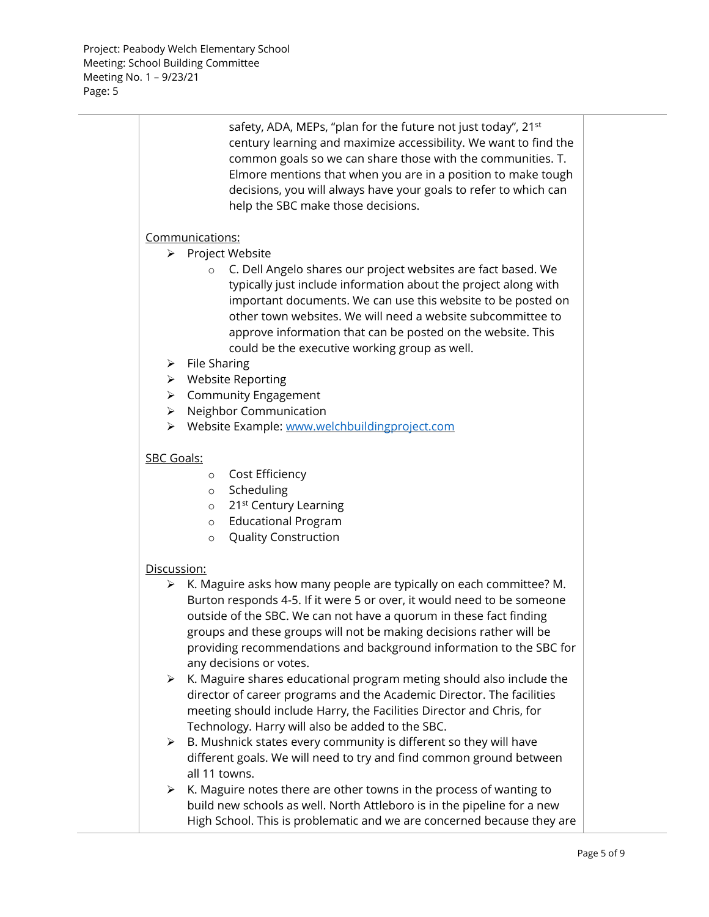safety, ADA, MEPs, "plan for the future not just today", 21st century learning and maximize accessibility. We want to find the common goals so we can share those with the communities. T. Elmore mentions that when you are in a position to make tough decisions, you will always have your goals to refer to which can help the SBC make those decisions.

Communications:

- Project Website
  - C. Dell Angelo shares our project websites are fact based. We typically just include information about the project along with important documents. We can use this website to be posted on other town websites. We will need a website subcommittee to approve information that can be posted on the website. This could be the executive working group as well.
- File Sharing
- Website Reporting
- Community Engagement
- Neighbor Communication
- Website Example: www.welchbuildingproject.com

SBC Goals:

- Cost Efficiency
- Scheduling
- 21st Century Learning
- Educational Program
- Quality Construction

Discussion:

- K. Maguire asks how many people are typically on each committee? M. Burton responds 4-5. If it were 5 or over, it would need to be someone outside of the SBC. We can not have a quorum in these fact finding groups and these groups will not be making decisions rather will be providing recommendations and background information to the SBC for any decisions or votes.
- K. Maguire shares educational program meting should also include the director of career programs and the Academic Director. The facilities meeting should include Harry, the Facilities Director and Chris, for Technology. Harry will also be added to the SBC.
- B. Mushnick states every community is different so they will have different goals. We will need to try and find common ground between all 11 towns.
- K. Maguire notes there are other towns in the process of wanting to build new schools as well. North Attleboro is in the pipeline for a new High School. This is problematic and we are concerned because they are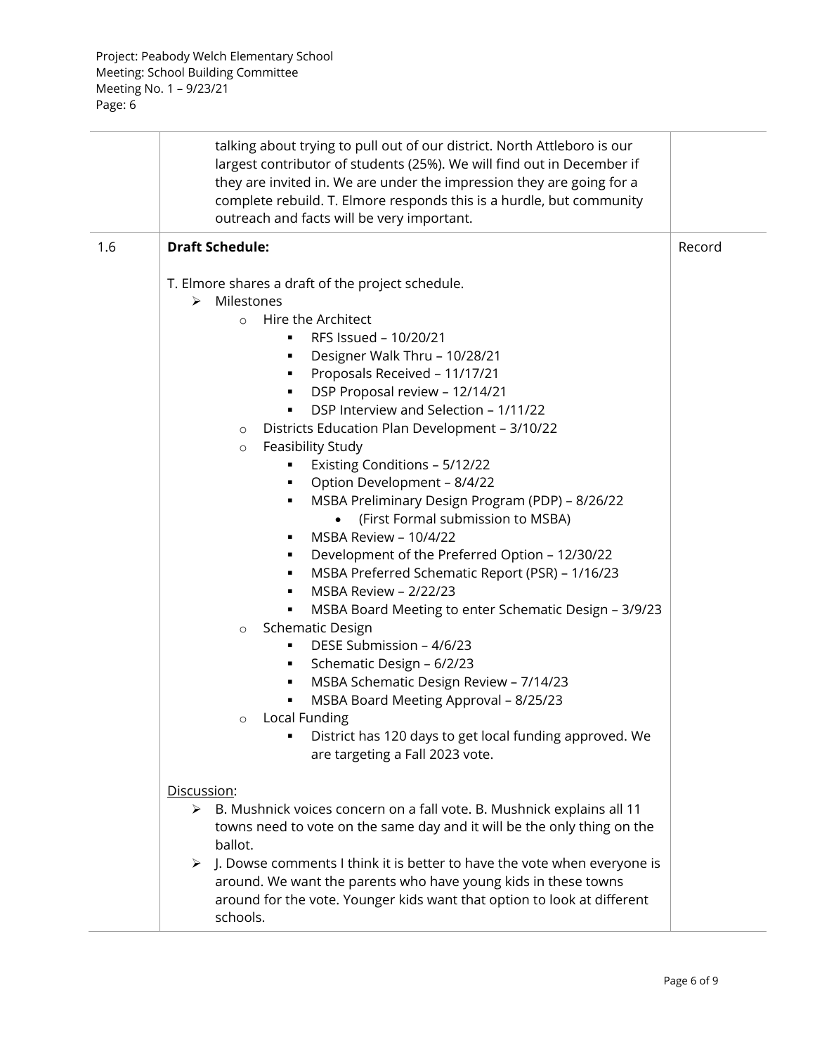Project: Peabody Welch Elementary School
Meeting: School Building Committee
Meeting No. 1 – 9/23/21
Page: 6

| | | |
|---|---|---|
| | talking about trying to pull out of our district. North Attleboro is our largest contributor of students (25%). We will find out in December if they are invited in. We are under the impression they are going for a complete rebuild. T. Elmore responds this is a hurdle, but community outreach and facts will be very important. | |
| 1.6 | **Draft Schedule:**<br><br>T. Elmore shares a draft of the project schedule.<br>➢ Milestones<br>&nbsp;&nbsp;○ Hire the Architect<br>&nbsp;&nbsp;&nbsp;&nbsp;▪ RFS Issued – 10/20/21<br>&nbsp;&nbsp;&nbsp;&nbsp;▪ Designer Walk Thru – 10/28/21<br>&nbsp;&nbsp;&nbsp;&nbsp;▪ Proposals Received – 11/17/21<br>&nbsp;&nbsp;&nbsp;&nbsp;▪ DSP Proposal review – 12/14/21<br>&nbsp;&nbsp;&nbsp;&nbsp;▪ DSP Interview and Selection – 1/11/22<br>&nbsp;&nbsp;○ Districts Education Plan Development – 3/10/22<br>&nbsp;&nbsp;○ Feasibility Study<br>&nbsp;&nbsp;&nbsp;&nbsp;▪ Existing Conditions – 5/12/22<br>&nbsp;&nbsp;&nbsp;&nbsp;▪ Option Development – 8/4/22<br>&nbsp;&nbsp;&nbsp;&nbsp;▪ MSBA Preliminary Design Program (PDP) – 8/26/22<br>&nbsp;&nbsp;&nbsp;&nbsp;&nbsp;&nbsp;• (First Formal submission to MSBA)<br>&nbsp;&nbsp;&nbsp;&nbsp;▪ MSBA Review – 10/4/22<br>&nbsp;&nbsp;&nbsp;&nbsp;▪ Development of the Preferred Option – 12/30/22<br>&nbsp;&nbsp;&nbsp;&nbsp;▪ MSBA Preferred Schematic Report (PSR) – 1/16/23<br>&nbsp;&nbsp;&nbsp;&nbsp;▪ MSBA Review – 2/22/23<br>&nbsp;&nbsp;&nbsp;&nbsp;▪ MSBA Board Meeting to enter Schematic Design – 3/9/23<br>&nbsp;&nbsp;○ Schematic Design<br>&nbsp;&nbsp;&nbsp;&nbsp;▪ DESE Submission – 4/6/23<br>&nbsp;&nbsp;&nbsp;&nbsp;▪ Schematic Design – 6/2/23<br>&nbsp;&nbsp;&nbsp;&nbsp;▪ MSBA Schematic Design Review – 7/14/23<br>&nbsp;&nbsp;&nbsp;&nbsp;▪ MSBA Board Meeting Approval – 8/25/23<br>&nbsp;&nbsp;○ Local Funding<br>&nbsp;&nbsp;&nbsp;&nbsp;▪ District has 120 days to get local funding approved. We are targeting a Fall 2023 vote.<br><br>Discussion:<br>➢ B. Mushnick voices concern on a fall vote. B. Mushnick explains all 11 towns need to vote on the same day and it will be the only thing on the ballot.<br>➢ J. Dowse comments I think it is better to have the vote when everyone is around. We want the parents who have young kids in these towns around for the vote. Younger kids want that option to look at different schools. | Record |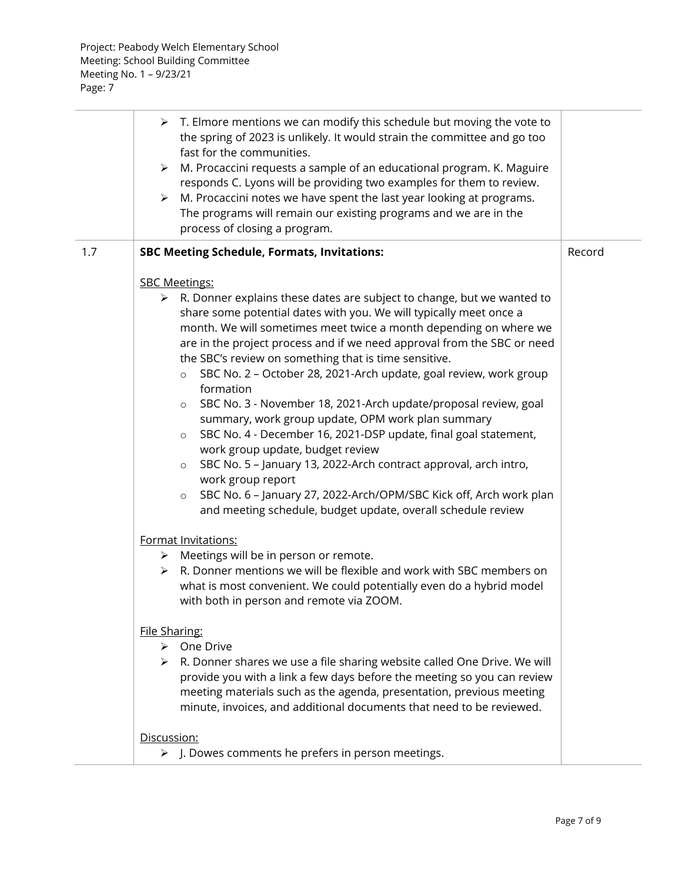Project: Peabody Welch Elementary School
Meeting: School Building Committee
Meeting No. 1 – 9/23/21
Page: 7

| | | |
|---|---|---|
| | ➢ T. Elmore mentions we can modify this schedule but moving the vote to the spring of 2023 is unlikely. It would strain the committee and go too fast for the communities.<br>➢ M. Procaccini requests a sample of an educational program. K. Maguire responds C. Lyons will be providing two examples for them to review.<br>➢ M. Procaccini notes we have spent the last year looking at programs. The programs will remain our existing programs and we are in the process of closing a program. | |
| 1.7 | **SBC Meeting Schedule, Formats, Invitations:**<br><br><u>SBC Meetings:</u><br>➢ R. Donner explains these dates are subject to change, but we wanted to share some potential dates with you. We will typically meet once a month. We will sometimes meet twice a month depending on where we are in the project process and if we need approval from the SBC or need the SBC's review on something that is time sensitive.<br>&nbsp;&nbsp;&nbsp;&nbsp;o SBC No. 2 – October 28, 2021-Arch update, goal review, work group formation<br>&nbsp;&nbsp;&nbsp;&nbsp;o SBC No. 3 - November 18, 2021-Arch update/proposal review, goal summary, work group update, OPM work plan summary<br>&nbsp;&nbsp;&nbsp;&nbsp;o SBC No. 4 - December 16, 2021-DSP update, final goal statement, work group update, budget review<br>&nbsp;&nbsp;&nbsp;&nbsp;o SBC No. 5 – January 13, 2022-Arch contract approval, arch intro, work group report<br>&nbsp;&nbsp;&nbsp;&nbsp;o SBC No. 6 – January 27, 2022-Arch/OPM/SBC Kick off, Arch work plan and meeting schedule, budget update, overall schedule review<br><br><u>Format Invitations:</u><br>➢ Meetings will be in person or remote.<br>➢ R. Donner mentions we will be flexible and work with SBC members on what is most convenient. We could potentially even do a hybrid model with both in person and remote via ZOOM.<br><br><u>File Sharing:</u><br>➢ One Drive<br>➢ R. Donner shares we use a file sharing website called One Drive. We will provide you with a link a few days before the meeting so you can review meeting materials such as the agenda, presentation, previous meeting minute, invoices, and additional documents that need to be reviewed.<br><br><u>Discussion:</u><br>➢ J. Dowes comments he prefers in person meetings. | Record |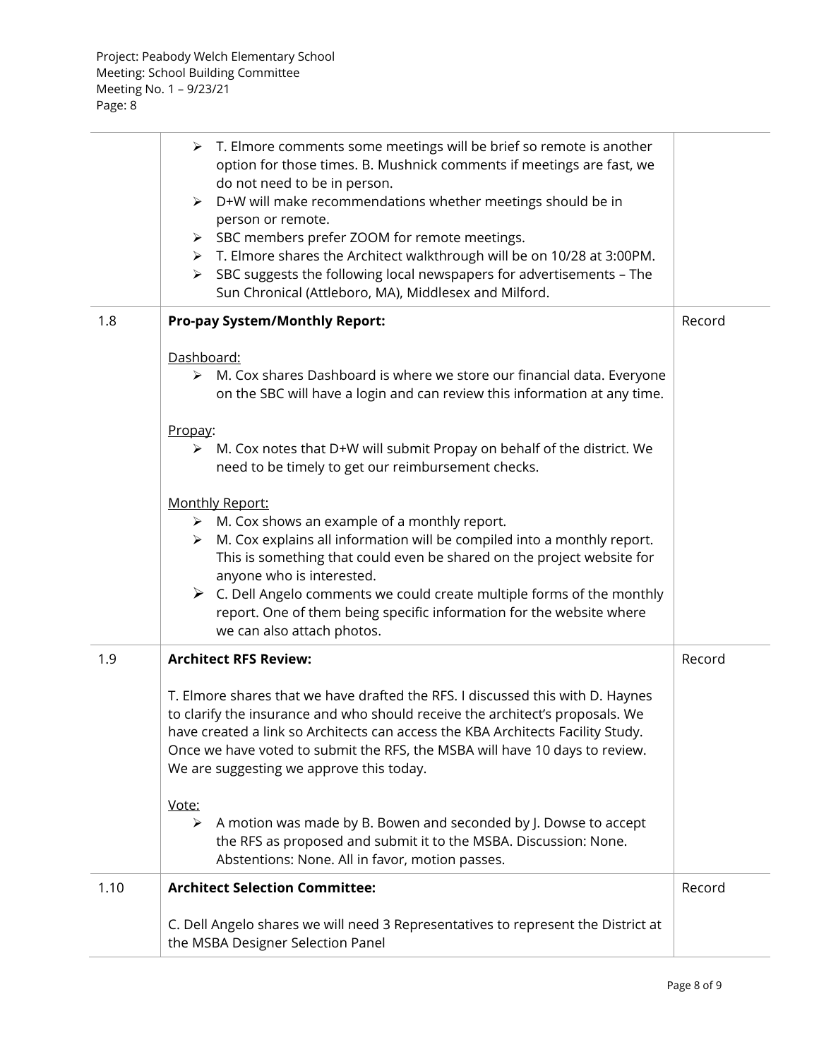|  |  |  |
| --- | --- | --- |
|  | ➢ T. Elmore comments some meetings will be brief so remote is another option for those times. B. Mushnick comments if meetings are fast, we do not need to be in person.<br>➢ D+W will make recommendations whether meetings should be in person or remote.<br>➢ SBC members prefer ZOOM for remote meetings.<br>➢ T. Elmore shares the Architect walkthrough will be on 10/28 at 3:00PM.<br>➢ SBC suggests the following local newspapers for advertisements – The Sun Chronical (Attleboro, MA), Middlesex and Milford. |  |
| 1.8 | **Pro-pay System/Monthly Report:**<br><br><u>Dashboard:</u><br>➢ M. Cox shares Dashboard is where we store our financial data. Everyone on the SBC will have a login and can review this information at any time.<br><br><u>Propay</u>:<br>➢ M. Cox notes that D+W will submit Propay on behalf of the district. We need to be timely to get our reimbursement checks.<br><br><u>Monthly Report:</u><br>➢ M. Cox shows an example of a monthly report.<br>➢ M. Cox explains all information will be compiled into a monthly report. This is something that could even be shared on the project website for anyone who is interested.<br>➢ C. Dell Angelo comments we could create multiple forms of the monthly report. One of them being specific information for the website where we can also attach photos. | Record |
| 1.9 | **Architect RFS Review:**<br><br>T. Elmore shares that we have drafted the RFS. I discussed this with D. Haynes to clarify the insurance and who should receive the architect's proposals. We have created a link so Architects can access the KBA Architects Facility Study. Once we have voted to submit the RFS, the MSBA will have 10 days to review. We are suggesting we approve this today.<br><br><u>Vote:</u><br>➢ A motion was made by B. Bowen and seconded by J. Dowse to accept the RFS as proposed and submit it to the MSBA. Discussion: None. Abstentions: None. All in favor, motion passes. | Record |
| 1.10 | **Architect Selection Committee:**<br><br>C. Dell Angelo shares we will need 3 Representatives to represent the District at the MSBA Designer Selection Panel | Record |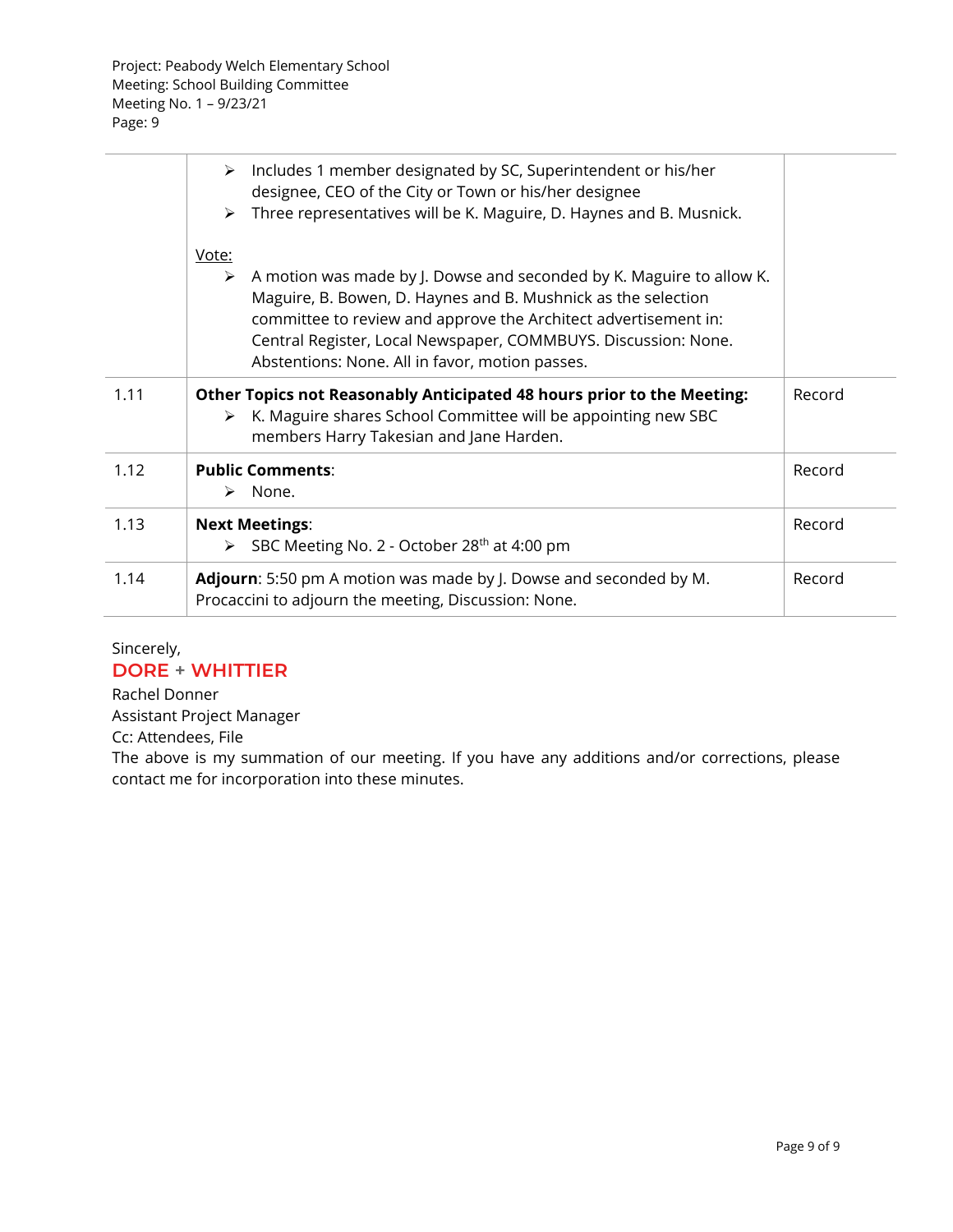| | | |
|---|---|---|
| | ➢ Includes 1 member designated by SC, Superintendent or his/her designee, CEO of the City or Town or his/her designee<br>➢ Three representatives will be K. Maguire, D. Haynes and B. Musnick.<br><br>Vote:<br>➢ A motion was made by J. Dowse and seconded by K. Maguire to allow K. Maguire, B. Bowen, D. Haynes and B. Mushnick as the selection committee to review and approve the Architect advertisement in: Central Register, Local Newspaper, COMMBUYS. Discussion: None. Abstentions: None. All in favor, motion passes. | |
| 1.11 | **Other Topics not Reasonably Anticipated 48 hours prior to the Meeting:**<br>➢ K. Maguire shares School Committee will be appointing new SBC members Harry Takesian and Jane Harden. | Record |
| 1.12 | **Public Comments**:<br>➢ None. | Record |
| 1.13 | **Next Meetings**:<br>➢ SBC Meeting No. 2 - October 28th at 4:00 pm | Record |
| 1.14 | **Adjourn**: 5:50 pm A motion was made by J. Dowse and seconded by M. Procaccini to adjourn the meeting, Discussion: None. | Record |

Sincerely,

**DORE + WHITTIER**

Rachel Donner
Assistant Project Manager
Cc: Attendees, File

The above is my summation of our meeting. If you have any additions and/or corrections, please contact me for incorporation into these minutes.